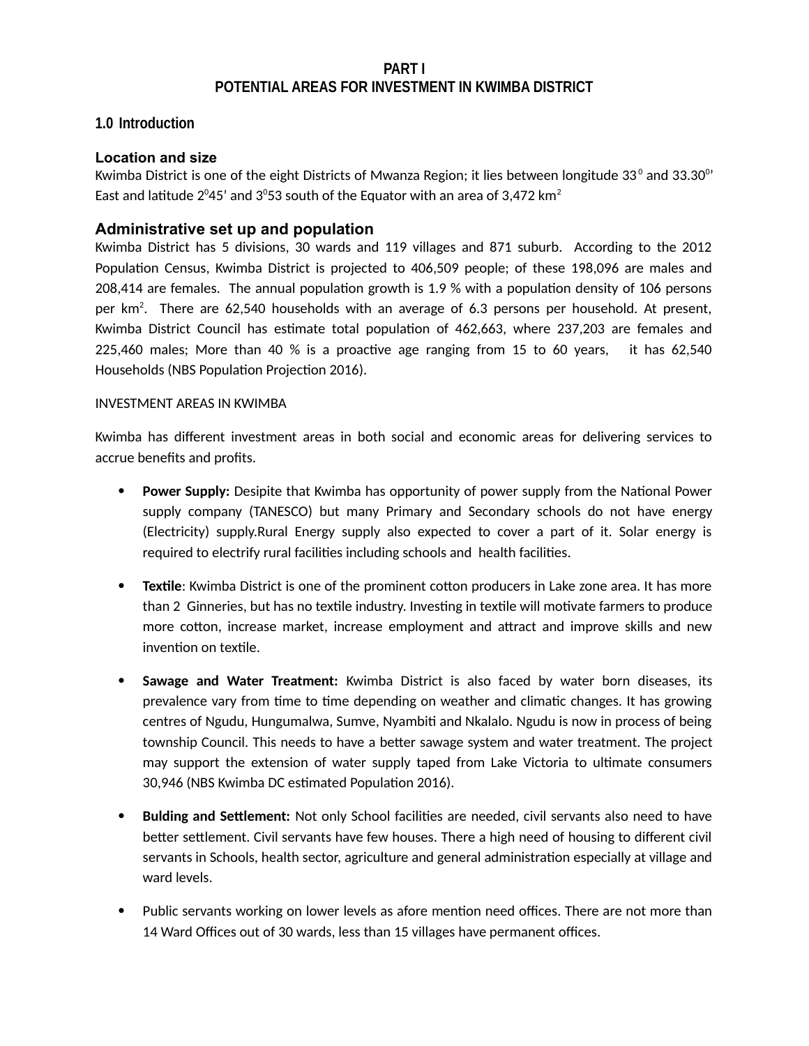# PART I
# POTENTIAL AREAS FOR INVESTMENT IN KWIMBA DISTRICT

## 1.0 Introduction

### Location and size

Kwimba District is one of the eight Districts of Mwanza Region; it lies between longitude $33^{0}$ and $33.30^{0}$' East and latitude $2^{0}45$' and $3^{0}53$ south of the Equator with an area of 3,472 $km^2$

### Administrative set up and population

Kwimba District has 5 divisions, 30 wards and 119 villages and 871 suburb. According to the 2012 Population Census, Kwimba District is projected to 406,509 people; of these 198,096 are males and 208,414 are females. The annual population growth is 1.9 % with a population density of 106 persons per $km^2$. There are 62,540 households with an average of 6.3 persons per household. At present, Kwimba District Council has estimate total population of 462,663, where 237,203 are females and 225,460 males; More than 40 % is a proactive age ranging from 15 to 60 years, it has 62,540 Households (NBS Population Projection 2016).

INVESTMENT AREAS IN KWIMBA

Kwimba has different investment areas in both social and economic areas for delivering services to accrue benefits and profits.

- **Power Supply:** Desipite that Kwimba has opportunity of power supply from the National Power supply company (TANESCO) but many Primary and Secondary schools do not have energy (Electricity) supply.Rural Energy supply also expected to cover a part of it. Solar energy is required to electrify rural facilities including schools and health facilities.
- **Textile**: Kwimba District is one of the prominent cotton producers in Lake zone area. It has more than 2 Ginneries, but has no textile industry. Investing in textile will motivate farmers to produce more cotton, increase market, increase employment and attract and improve skills and new invention on textile.
- **Sawage and Water Treatment:** Kwimba District is also faced by water born diseases, its prevalence vary from time to time depending on weather and climatic changes. It has growing centres of Ngudu, Hungumalwa, Sumve, Nyambiti and Nkalalo. Ngudu is now in process of being township Council. This needs to have a better sawage system and water treatment. The project may support the extension of water supply taped from Lake Victoria to ultimate consumers 30,946 (NBS Kwimba DC estimated Population 2016).
- **Bulding and Settlement:** Not only School facilities are needed, civil servants also need to have better settlement. Civil servants have few houses. There a high need of housing to different civil servants in Schools, health sector, agriculture and general administration especially at village and ward levels.
- Public servants working on lower levels as afore mention need offices. There are not more than 14 Ward Offices out of 30 wards, less than 15 villages have permanent offices.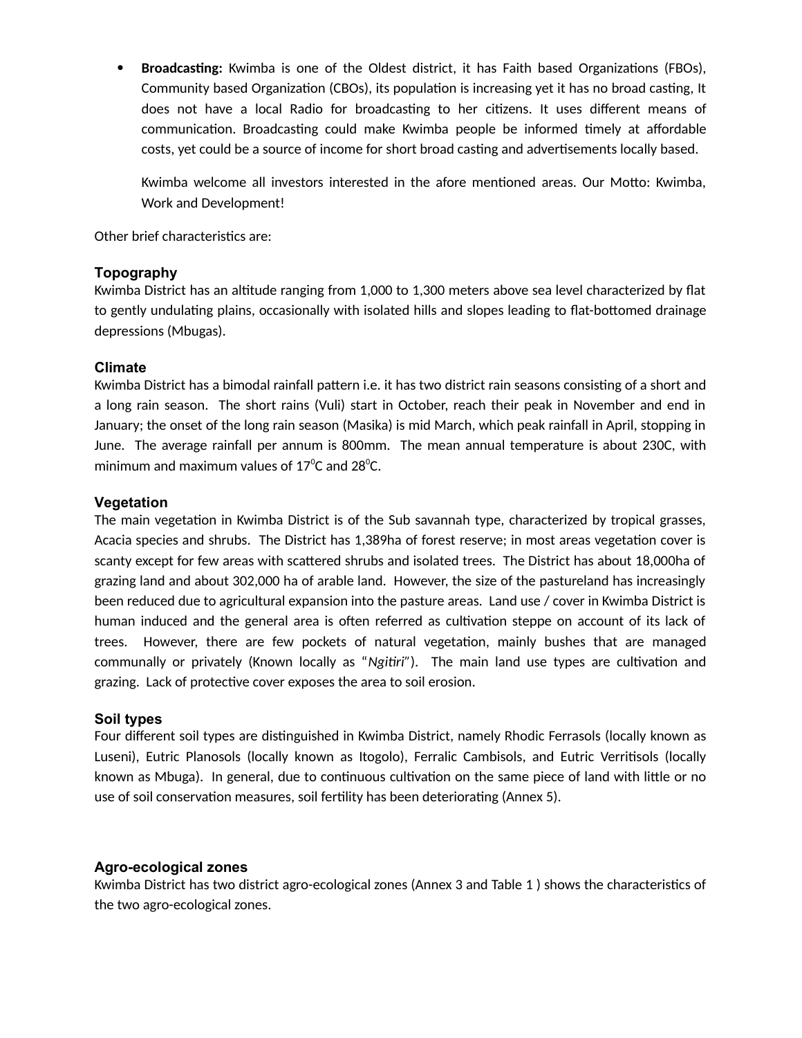- **Broadcasting:** Kwimba is one of the Oldest district, it has Faith based Organizations (FBOs), Community based Organization (CBOs), its population is increasing yet it has no broad casting, It does not have a local Radio for broadcasting to her citizens. It uses different means of communication. Broadcasting could make Kwimba people be informed timely at affordable costs, yet could be a source of income for short broad casting and advertisements locally based.

  Kwimba welcome all investors interested in the afore mentioned areas. Our Motto: Kwimba, Work and Development!

Other brief characteristics are:

### Topography

Kwimba District has an altitude ranging from 1,000 to 1,300 meters above sea level characterized by flat to gently undulating plains, occasionally with isolated hills and slopes leading to flat-bottomed drainage depressions (Mbugas).

### Climate

Kwimba District has a bimodal rainfall pattern i.e. it has two district rain seasons consisting of a short and a long rain season. The short rains (Vuli) start in October, reach their peak in November and end in January; the onset of the long rain season (Masika) is mid March, which peak rainfall in April, stopping in June. The average rainfall per annum is 800mm. The mean annual temperature is about 230C, with minimum and maximum values of $17^0$C and $28^0$C.

### Vegetation

The main vegetation in Kwimba District is of the Sub savannah type, characterized by tropical grasses, Acacia species and shrubs. The District has 1,389ha of forest reserve; in most areas vegetation cover is scanty except for few areas with scattered shrubs and isolated trees. The District has about 18,000ha of grazing land and about 302,000 ha of arable land. However, the size of the pastureland has increasingly been reduced due to agricultural expansion into the pasture areas. Land use / cover in Kwimba District is human induced and the general area is often referred as cultivation steppe on account of its lack of trees. However, there are few pockets of natural vegetation, mainly bushes that are managed communally or privately (Known locally as "*Ngitiri*"). The main land use types are cultivation and grazing. Lack of protective cover exposes the area to soil erosion.

### Soil types

Four different soil types are distinguished in Kwimba District, namely Rhodic Ferrasols (locally known as Luseni), Eutric Planosols (locally known as Itogolo), Ferralic Cambisols, and Eutric Verritisols (locally known as Mbuga). In general, due to continuous cultivation on the same piece of land with little or no use of soil conservation measures, soil fertility has been deteriorating (Annex 5).

### Agro-ecological zones

Kwimba District has two district agro-ecological zones (Annex 3 and Table 1 ) shows the characteristics of the two agro-ecological zones.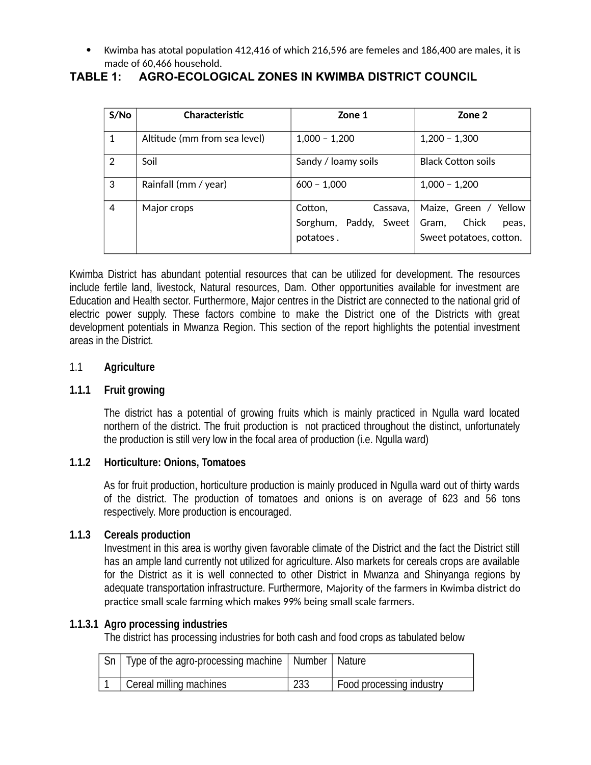- Kwimba has atotal population 412,416 of which 216,596 are femeles and 186,400 are males, it is made of 60,466 household.

## TABLE 1: AGRO-ECOLOGICAL ZONES IN KWIMBA DISTRICT COUNCIL

| S/No | Characteristic | Zone 1 | Zone 2 |
|---|---|---|---|
| 1 | Altitude (mm from sea level) | 1,000 – 1,200 | 1,200 – 1,300 |
| 2 | Soil | Sandy / loamy soils | Black Cotton soils |
| 3 | Rainfall (mm / year) | 600 – 1,000 | 1,000 – 1,200 |
| 4 | Major crops | Cotton, Cassava, Sorghum, Paddy, Sweet potatoes . | Maize, Green / Yellow Gram, Chick peas, Sweet potatoes, cotton. |

Kwimba District has abundant potential resources that can be utilized for development. The resources include fertile land, livestock, Natural resources, Dam. Other opportunities available for investment are Education and Health sector. Furthermore, Major centres in the District are connected to the national grid of electric power supply. These factors combine to make the District one of the Districts with great development potentials in Mwanza Region. This section of the report highlights the potential investment areas in the District.

## 1.1 Agriculture

### 1.1.1 Fruit growing

The district has a potential of growing fruits which is mainly practiced in Ngulla ward located northern of the district. The fruit production is not practiced throughout the distinct, unfortunately the production is still very low in the focal area of production (i.e. Ngulla ward)

### 1.1.2 Horticulture: Onions, Tomatoes

As for fruit production, horticulture production is mainly produced in Ngulla ward out of thirty wards of the district. The production of tomatoes and onions is on average of 623 and 56 tons respectively. More production is encouraged.

### 1.1.3 Cereals production

Investment in this area is worthy given favorable climate of the District and the fact the District still has an ample land currently not utilized for agriculture. Also markets for cereals crops are available for the District as it is well connected to other District in Mwanza and Shinyanga regions by adequate transportation infrastructure. Furthermore, Majority of the farmers in Kwimba district do practice small scale farming which makes 99% being small scale farmers.

#### 1.1.3.1 Agro processing industries

The district has processing industries for both cash and food crops as tabulated below

| Sn | Type of the agro-processing machine | Number | Nature |
|---|---|---|---|
| 1 | Cereal milling machines | 233 | Food processing industry |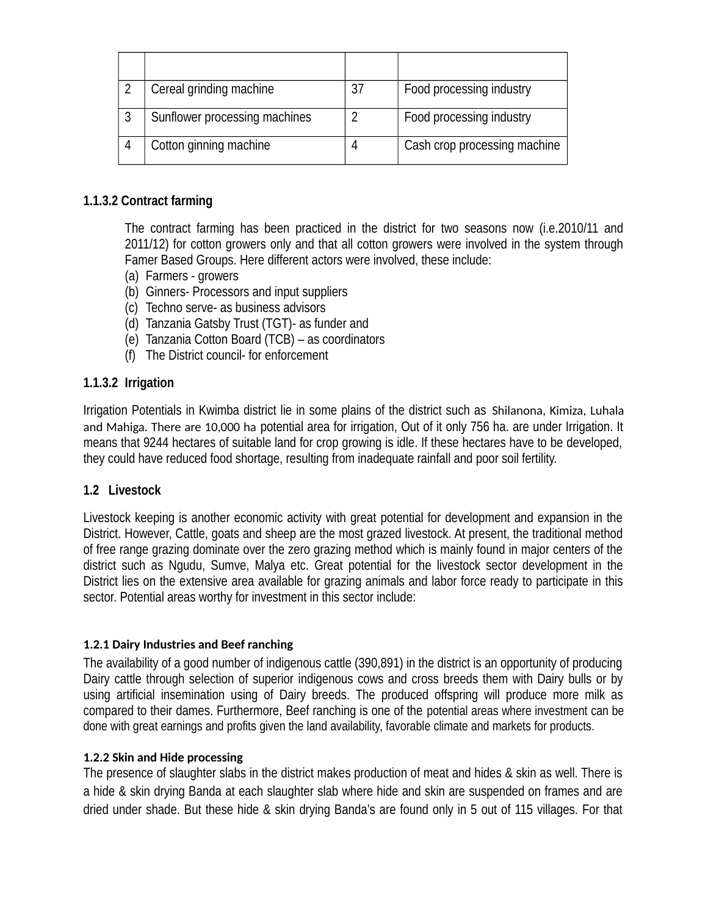| | | | |
|---|---|---|---|
| 2 | Cereal grinding machine | 37 | Food processing industry |
| 3 | Sunflower processing machines | 2 | Food processing industry |
| 4 | Cotton ginning machine | 4 | Cash crop processing machine |

#### 1.1.3.2 Contract farming

The contract farming has been practiced in the district for two seasons now (i.e.2010/11 and 2011/12) for cotton growers only and that all cotton growers were involved in the system through Famer Based Groups. Here different actors were involved, these include:

(a) Farmers - growers
(b) Ginners- Processors and input suppliers
(c) Techno serve- as business advisors
(d) Tanzania Gatsby Trust (TGT)- as funder and
(e) Tanzania Cotton Board (TCB) – as coordinators
(f) The District council- for enforcement

#### 1.1.3.2 Irrigation

Irrigation Potentials in Kwimba district lie in some plains of the district such as Shilanona, Kimiza, Luhala and Mahiga. There are 10,000 ha potential area for irrigation, Out of it only 756 ha. are under Irrigation. It means that 9244 hectares of suitable land for crop growing is idle. If these hectares have to be developed, they could have reduced food shortage, resulting from inadequate rainfall and poor soil fertility.

## 1.2 Livestock

Livestock keeping is another economic activity with great potential for development and expansion in the District. However, Cattle, goats and sheep are the most grazed livestock. At present, the traditional method of free range grazing dominate over the zero grazing method which is mainly found in major centers of the district such as Ngudu, Sumve, Malya etc. Great potential for the livestock sector development in the District lies on the extensive area available for grazing animals and labor force ready to participate in this sector. Potential areas worthy for investment in this sector include:

### 1.2.1 Dairy Industries and Beef ranching

The availability of a good number of indigenous cattle (390,891) in the district is an opportunity of producing Dairy cattle through selection of superior indigenous cows and cross breeds them with Dairy bulls or by using artificial insemination using of Dairy breeds. The produced offspring will produce more milk as compared to their dames. Furthermore, Beef ranching is one of the potential areas where investment can be done with great earnings and profits given the land availability, favorable climate and markets for products.

### 1.2.2 Skin and Hide processing

The presence of slaughter slabs in the district makes production of meat and hides & skin as well. There is a hide & skin drying Banda at each slaughter slab where hide and skin are suspended on frames and are dried under shade. But these hide & skin drying Banda's are found only in 5 out of 115 villages. For that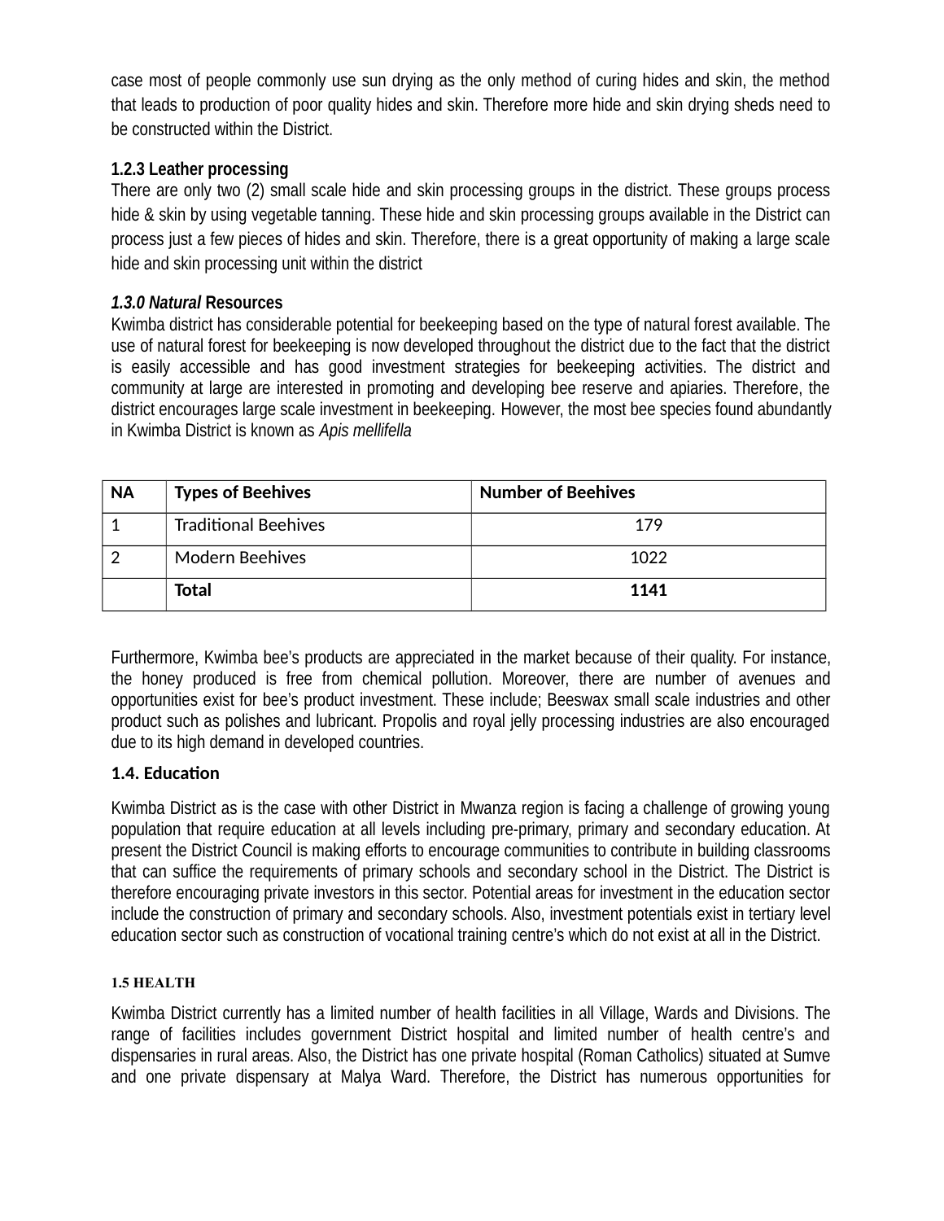case most of people commonly use sun drying as the only method of curing hides and skin, the method that leads to production of poor quality hides and skin. Therefore more hide and skin drying sheds need to be constructed within the District.

### 1.2.3 Leather processing

There are only two (2) small scale hide and skin processing groups in the district. These groups process hide & skin by using vegetable tanning. These hide and skin processing groups available in the District can process just a few pieces of hides and skin. Therefore, there is a great opportunity of making a large scale hide and skin processing unit within the district

### *1.3.0 Natural* Resources

Kwimba district has considerable potential for beekeeping based on the type of natural forest available. The use of natural forest for beekeeping is now developed throughout the district due to the fact that the district is easily accessible and has good investment strategies for beekeeping activities. The district and community at large are interested in promoting and developing bee reserve and apiaries. Therefore, the district encourages large scale investment in beekeeping. However, the most bee species found abundantly in Kwimba District is known as *Apis mellifella*

| NA | Types of Beehives | Number of Beehives |
|---|---|---|
| 1 | Traditional Beehives | 179 |
| 2 | Modern Beehives | 1022 |
| | **Total** | **1141** |

Furthermore, Kwimba bee's products are appreciated in the market because of their quality. For instance, the honey produced is free from chemical pollution. Moreover, there are number of avenues and opportunities exist for bee's product investment. These include; Beeswax small scale industries and other product such as polishes and lubricant. Propolis and royal jelly processing industries are also encouraged due to its high demand in developed countries.

### 1.4. Education

Kwimba District as is the case with other District in Mwanza region is facing a challenge of growing young population that require education at all levels including pre-primary, primary and secondary education. At present the District Council is making efforts to encourage communities to contribute in building classrooms that can suffice the requirements of primary schools and secondary school in the District. The District is therefore encouraging private investors in this sector. Potential areas for investment in the education sector include the construction of primary and secondary schools. Also, investment potentials exist in tertiary level education sector such as construction of vocational training centre's which do not exist at all in the District.

### 1.5 HEALTH

Kwimba District currently has a limited number of health facilities in all Village, Wards and Divisions. The range of facilities includes government District hospital and limited number of health centre's and dispensaries in rural areas. Also, the District has one private hospital (Roman Catholics) situated at Sumve and one private dispensary at Malya Ward. Therefore, the District has numerous opportunities for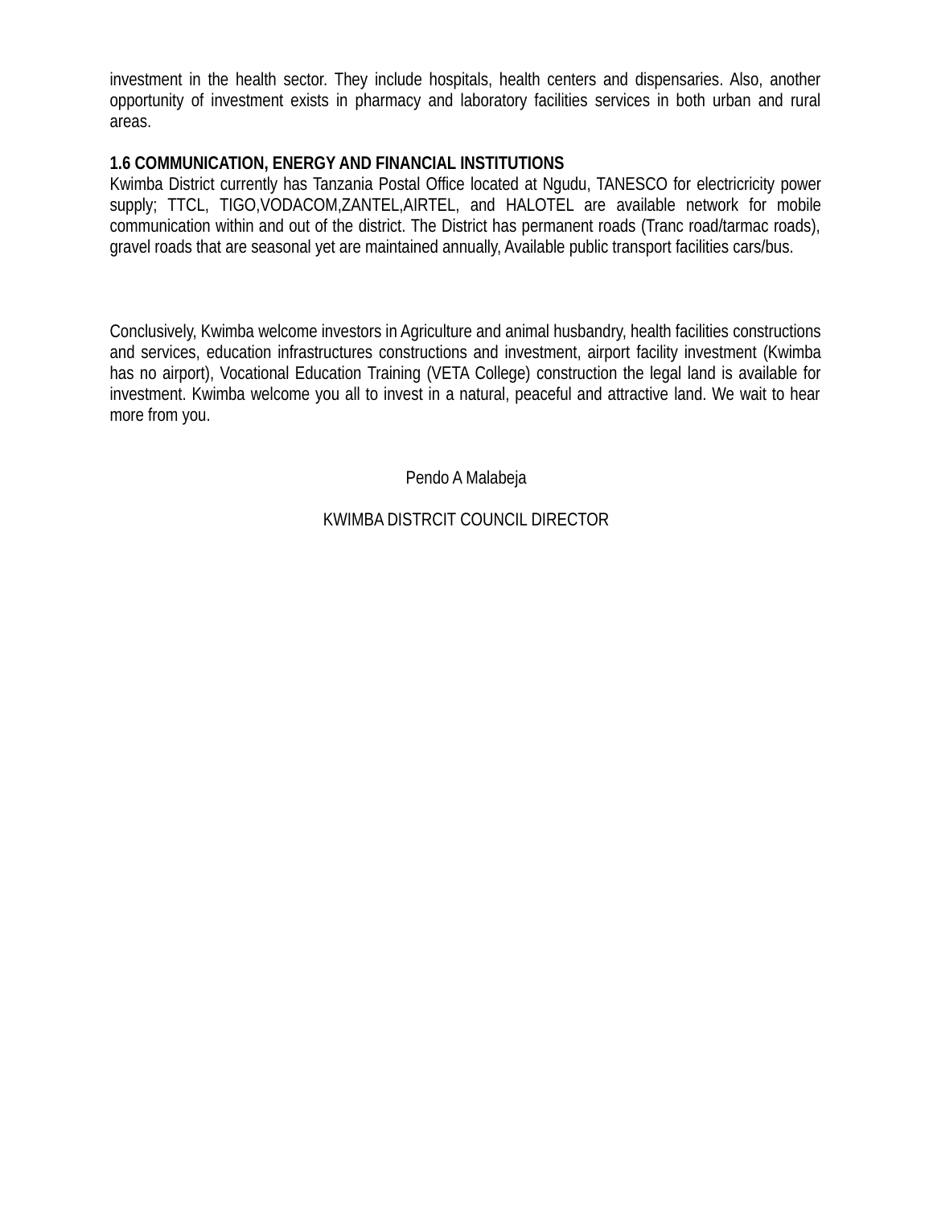investment in the health sector. They include hospitals, health centers and dispensaries. Also, another opportunity of investment exists in pharmacy and laboratory facilities services in both urban and rural areas.

**1.6 COMMUNICATION, ENERGY AND FINANCIAL INSTITUTIONS**

Kwimba District currently has Tanzania Postal Office located at Ngudu, TANESCO for electricricity power supply; TTCL, TIGO,VODACOM,ZANTEL,AIRTEL, and HALOTEL are available network for mobile communication within and out of the district. The District has permanent roads (Tranc road/tarmac roads), gravel roads that are seasonal yet are maintained annually, Available public transport facilities cars/bus.

Conclusively, Kwimba welcome investors in Agriculture and animal husbandry, health facilities constructions and services, education infrastructures constructions and investment, airport facility investment (Kwimba has no airport), Vocational Education Training (VETA College) construction the legal land is available for investment. Kwimba welcome you all to invest in a natural, peaceful and attractive land. We wait to hear more from you.

Pendo A Malabeja

KWIMBA DISTRCIT COUNCIL DIRECTOR